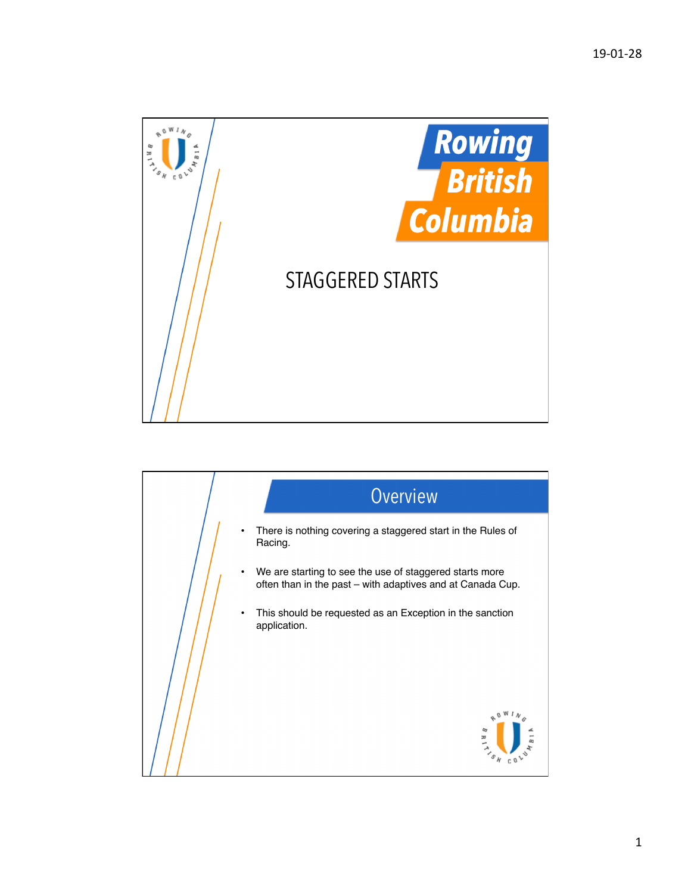# Rowing British Columbia

## STAGGERED STARTS

## Overview

- There is nothing covering a staggered start in the Rules of Racing.
- We are starting to see the use of staggered starts more often than in the past – with adaptives and at Canada Cup.
- This should be requested as an Exception in the sanction application.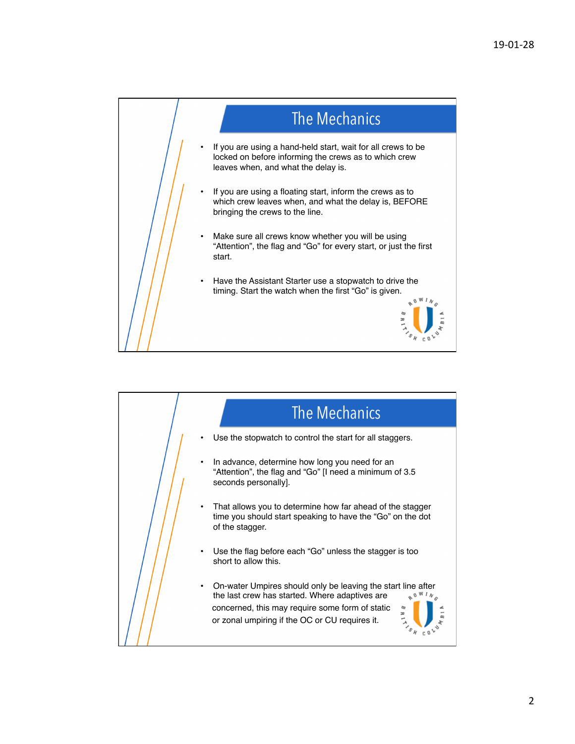## The Mechanics

- If you are using a hand-held start, wait for all crews to be locked on before informing the crews as to which crew leaves when, and what the delay is.
- If you are using a floating start, inform the crews as to which crew leaves when, and what the delay is, BEFORE bringing the crews to the line.
- Make sure all crews know whether you will be using "Attention", the flag and "Go" for every start, or just the first start.
- Have the Assistant Starter use a stopwatch to drive the timing. Start the watch when the first "Go" is given.

## The Mechanics

- Use the stopwatch to control the start for all staggers.
- In advance, determine how long you need for an "Attention", the flag and "Go" [I need a minimum of 3.5 seconds personally].
- That allows you to determine how far ahead of the stagger time you should start speaking to have the "Go" on the dot of the stagger.
- Use the flag before each "Go" unless the stagger is too short to allow this.
- On-water Umpires should only be leaving the start line after the last crew has started. Where adaptives are concerned, this may require some form of static or zonal umpiring if the OC or CU requires it.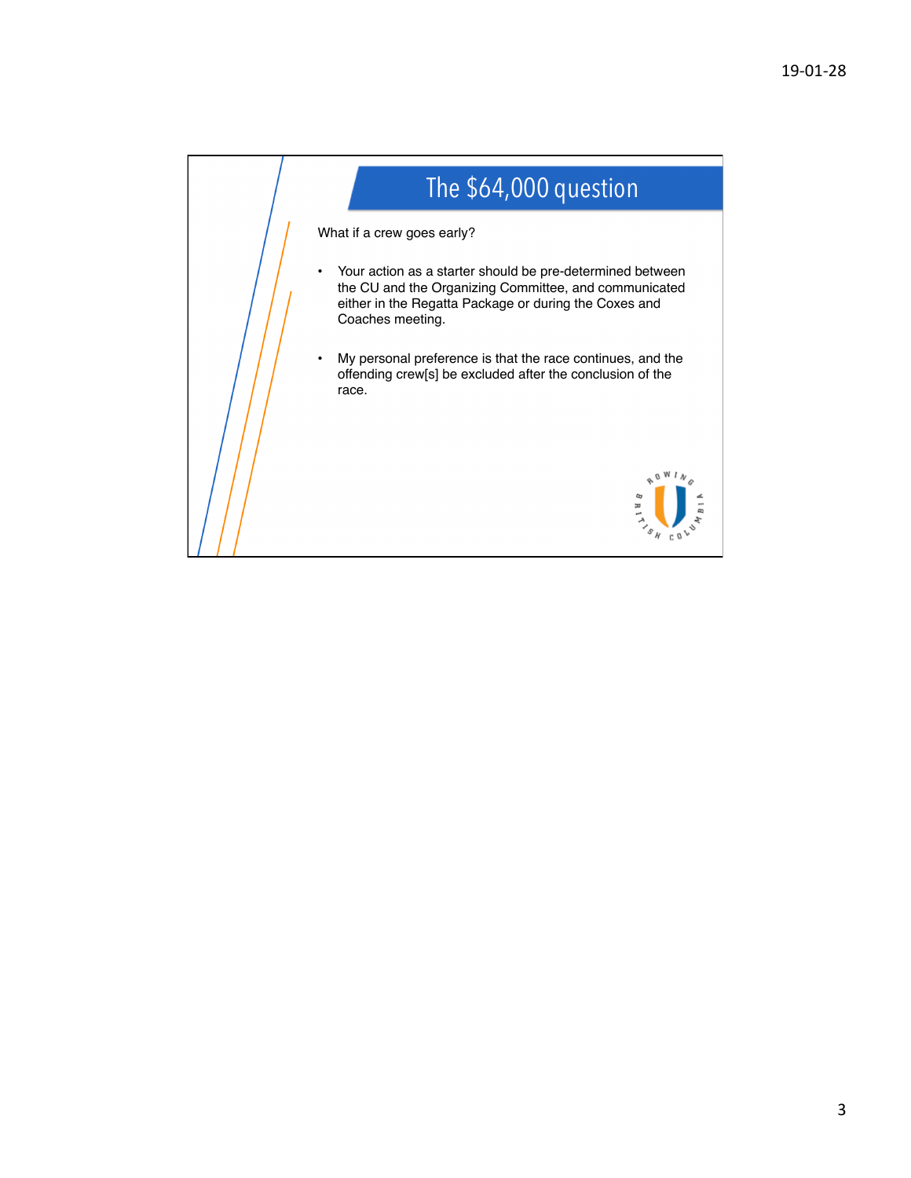# The $64,000 question

What if a crew goes early?

- Your action as a starter should be pre-determined between the CU and the Organizing Committee, and communicated either in the Regatta Package or during the Coxes and Coaches meeting.

- My personal preference is that the race continues, and the offending crew[s] be excluded after the conclusion of the race.